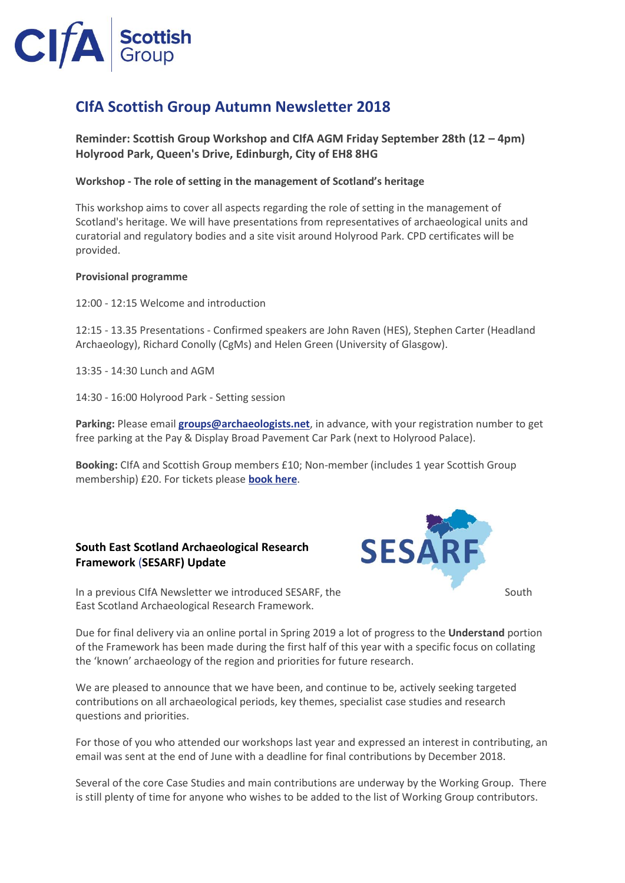# CIfA Scottish Group Autumn Newsletter 2018

**Reminder: Scottish Group Workshop and CIfA AGM Friday September 28th (12 – 4pm) Holyrood Park, Queen's Drive, Edinburgh, City of EH8 8HG**

**Workshop - The role of setting in the management of Scotland's heritage**

This workshop aims to cover all aspects regarding the role of setting in the management of Scotland's heritage. We will have presentations from representatives of archaeological units and curatorial and regulatory bodies and a site visit around Holyrood Park. CPD certificates will be provided.

**Provisional programme**

12:00 - 12:15 Welcome and introduction

12:15 - 13.35 Presentations - Confirmed speakers are John Raven (HES), Stephen Carter (Headland Archaeology), Richard Conolly (CgMs) and Helen Green (University of Glasgow).

13:35 - 14:30 Lunch and AGM

14:30 - 16:00 Holyrood Park - Setting session

**Parking:** Please email **groups@archaeologists.net**, in advance, with your registration number to get free parking at the Pay & Display Broad Pavement Car Park (next to Holyrood Palace).

**Booking:** CIfA and Scottish Group members £10; Non-member (includes 1 year Scottish Group membership) £20. For tickets please **book here**.

## South East Scotland Archaeological Research Framework (SESARF) Update

In a previous CIfA Newsletter we introduced SESARF, the South East Scotland Archaeological Research Framework.

Due for final delivery via an online portal in Spring 2019 a lot of progress to the **Understand** portion of the Framework has been made during the first half of this year with a specific focus on collating the 'known' archaeology of the region and priorities for future research.

We are pleased to announce that we have been, and continue to be, actively seeking targeted contributions on all archaeological periods, key themes, specialist case studies and research questions and priorities.

For those of you who attended our workshops last year and expressed an interest in contributing, an email was sent at the end of June with a deadline for final contributions by December 2018.

Several of the core Case Studies and main contributions are underway by the Working Group. There is still plenty of time for anyone who wishes to be added to the list of Working Group contributors.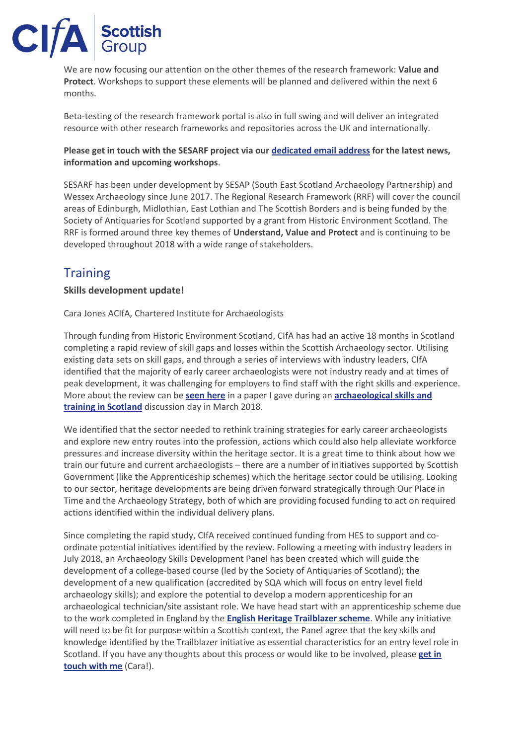We are now focusing our attention on the other themes of the research framework: **Value and Protect**. Workshops to support these elements will be planned and delivered within the next 6 months.

Beta-testing of the research framework portal is also in full swing and will deliver an integrated resource with other research frameworks and repositories across the UK and internationally.

**Please get in touch with the SESARF project via our dedicated email address for the latest news, information and upcoming workshops**.

SESARF has been under development by SESAP (South East Scotland Archaeology Partnership) and Wessex Archaeology since June 2017. The Regional Research Framework (RRF) will cover the council areas of Edinburgh, Midlothian, East Lothian and The Scottish Borders and is being funded by the Society of Antiquaries for Scotland supported by a grant from Historic Environment Scotland. The RRF is formed around three key themes of **Understand, Value and Protect** and is continuing to be developed throughout 2018 with a wide range of stakeholders.

## Training

**Skills development update!**

Cara Jones ACIfA, Chartered Institute for Archaeologists

Through funding from Historic Environment Scotland, CIfA has had an active 18 months in Scotland completing a rapid review of skill gaps and losses within the Scottish Archaeology sector. Utilising existing data sets on skill gaps, and through a series of interviews with industry leaders, CIfA identified that the majority of early career archaeologists were not industry ready and at times of peak development, it was challenging for employers to find staff with the right skills and experience. More about the review can be **seen here** in a paper I gave during an **archaeological skills and training in Scotland** discussion day in March 2018.

We identified that the sector needed to rethink training strategies for early career archaeologists and explore new entry routes into the profession, actions which could also help alleviate workforce pressures and increase diversity within the heritage sector. It is a great time to think about how we train our future and current archaeologists – there are a number of initiatives supported by Scottish Government (like the Apprenticeship schemes) which the heritage sector could be utilising. Looking to our sector, heritage developments are being driven forward strategically through Our Place in Time and the Archaeology Strategy, both of which are providing focused funding to act on required actions identified within the individual delivery plans.

Since completing the rapid study, CIfA received continued funding from HES to support and co-ordinate potential initiatives identified by the review. Following a meeting with industry leaders in July 2018, an Archaeology Skills Development Panel has been created which will guide the development of a college-based course (led by the Society of Antiquaries of Scotland); the development of a new qualification (accredited by SQA which will focus on entry level field archaeology skills); and explore the potential to develop a modern apprenticeship for an archaeological technician/site assistant role. We have head start with an apprenticeship scheme due to the work completed in England by the **English Heritage Trailblazer scheme**. While any initiative will need to be fit for purpose within a Scottish context, the Panel agree that the key skills and knowledge identified by the Trailblazer initiative as essential characteristics for an entry level role in Scotland. If you have any thoughts about this process or would like to be involved, please **get in touch with me** (Cara!).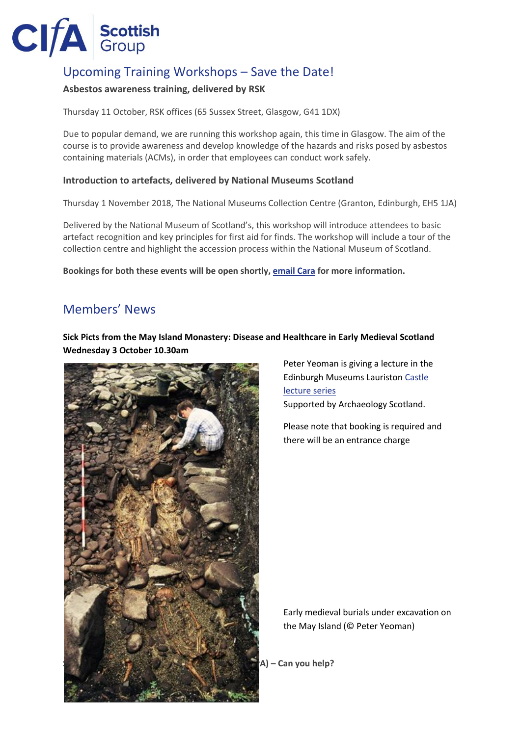## Upcoming Training Workshops – Save the Date!

**Asbestos awareness training, delivered by RSK**

Thursday 11 October, RSK offices (65 Sussex Street, Glasgow, G41 1DX)

Due to popular demand, we are running this workshop again, this time in Glasgow. The aim of the course is to provide awareness and develop knowledge of the hazards and risks posed by asbestos containing materials (ACMs), in order that employees can conduct work safely.

**Introduction to artefacts, delivered by National Museums Scotland**

Thursday 1 November 2018, The National Museums Collection Centre (Granton, Edinburgh, EH5 1JA)

Delivered by the National Museum of Scotland's, this workshop will introduce attendees to basic artefact recognition and key principles for first aid for finds. The workshop will include a tour of the collection centre and highlight the accession process within the National Museum of Scotland.

**Bookings for both these events will be open shortly, email Cara for more information.**

## Members' News

**Sick Picts from the May Island Monastery: Disease and Healthcare in Early Medieval Scotland Wednesday 3 October 10.30am**

Peter Yeoman is giving a lecture in the Edinburgh Museums Lauriston Castle lecture series

Supported by Archaeology Scotland.

Please note that booking is required and there will be an entrance charge

Early medieval burials under excavation on the May Island (© Peter Yeoman)

**A) – Can you help?**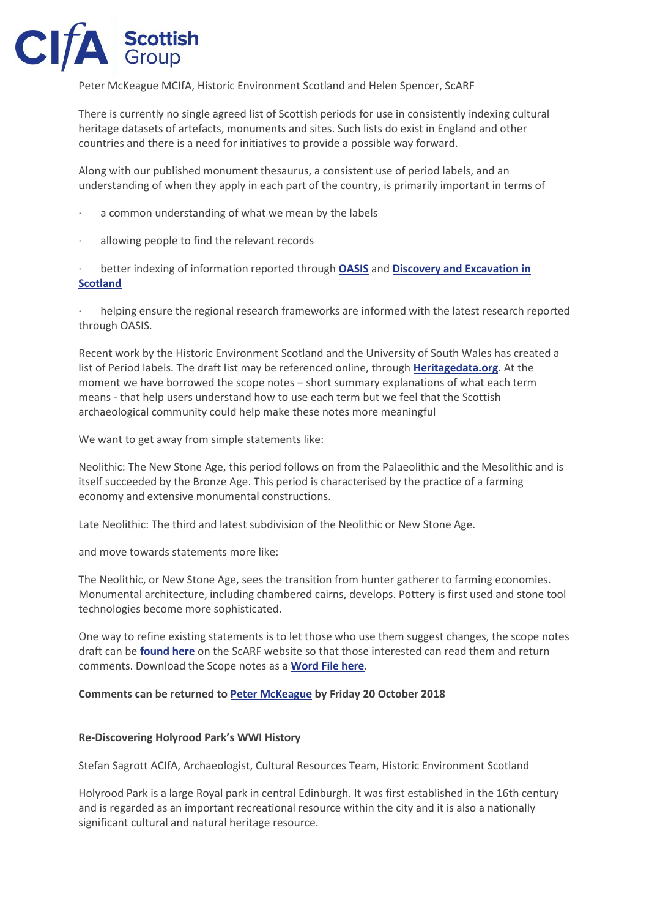Peter McKeague MCIfA, Historic Environment Scotland and Helen Spencer, ScARF

There is currently no single agreed list of Scottish periods for use in consistently indexing cultural heritage datasets of artefacts, monuments and sites. Such lists do exist in England and other countries and there is a need for initiatives to provide a possible way forward.

Along with our published monument thesaurus, a consistent use of period labels, and an understanding of when they apply in each part of the country, is primarily important in terms of

- a common understanding of what we mean by the labels
- allowing people to find the relevant records
- better indexing of information reported through **OASIS** and **Discovery and Excavation in Scotland**
- helping ensure the regional research frameworks are informed with the latest research reported through OASIS.

Recent work by the Historic Environment Scotland and the University of South Wales has created a list of Period labels. The draft list may be referenced online, through **Heritagedata.org**. At the moment we have borrowed the scope notes – short summary explanations of what each term means - that help users understand how to use each term but we feel that the Scottish archaeological community could help make these notes more meaningful

We want to get away from simple statements like:

Neolithic: The New Stone Age, this period follows on from the Palaeolithic and the Mesolithic and is itself succeeded by the Bronze Age. This period is characterised by the practice of a farming economy and extensive monumental constructions.

Late Neolithic: The third and latest subdivision of the Neolithic or New Stone Age.

and move towards statements more like:

The Neolithic, or New Stone Age, sees the transition from hunter gatherer to farming economies. Monumental architecture, including chambered cairns, develops. Pottery is first used and stone tool technologies become more sophisticated.

One way to refine existing statements is to let those who use them suggest changes, the scope notes draft can be **found here** on the ScARF website so that those interested can read them and return comments. Download the Scope notes as a **Word File here**.

**Comments can be returned to Peter McKeague by Friday 20 October 2018**

**Re-Discovering Holyrood Park's WWI History**

Stefan Sagrott ACIfA, Archaeologist, Cultural Resources Team, Historic Environment Scotland

Holyrood Park is a large Royal park in central Edinburgh. It was first established in the 16th century and is regarded as an important recreational resource within the city and it is also a nationally significant cultural and natural heritage resource.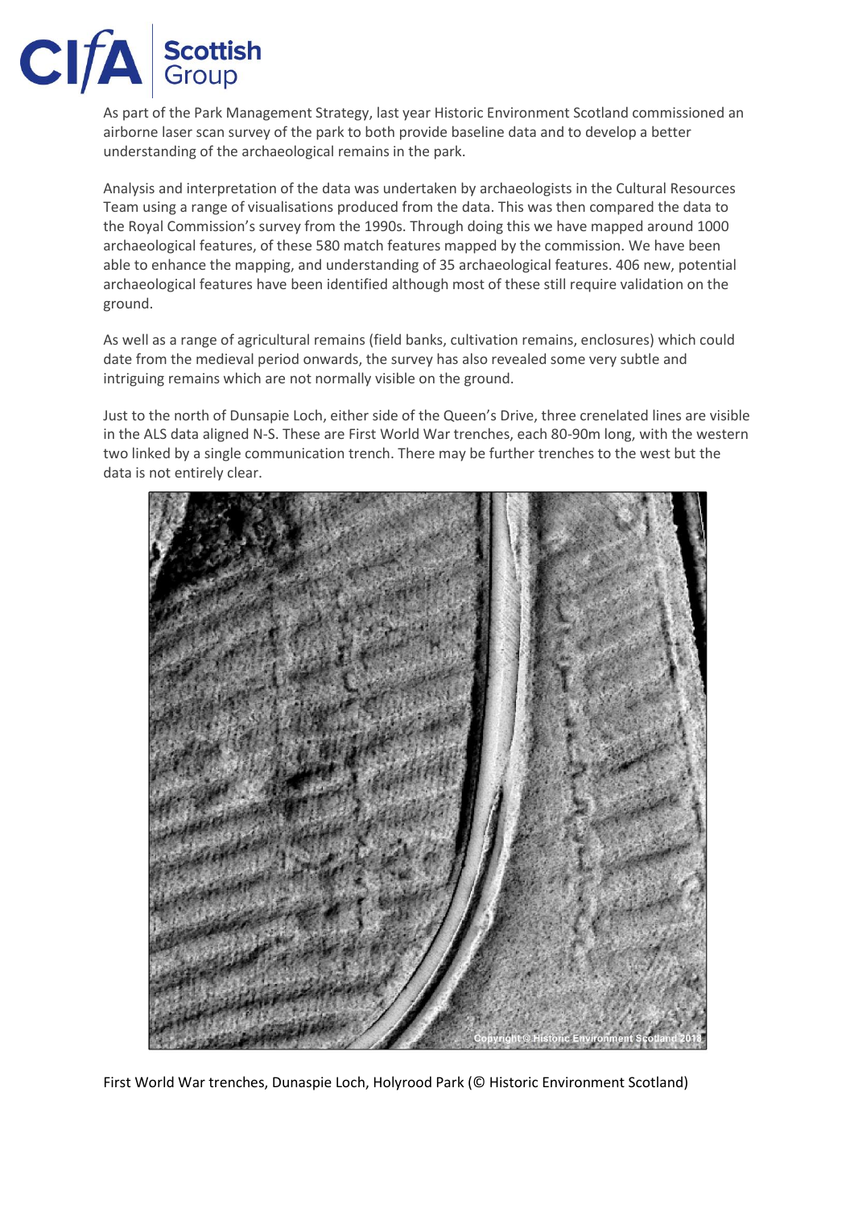As part of the Park Management Strategy, last year Historic Environment Scotland commissioned an airborne laser scan survey of the park to both provide baseline data and to develop a better understanding of the archaeological remains in the park.

Analysis and interpretation of the data was undertaken by archaeologists in the Cultural Resources Team using a range of visualisations produced from the data. This was then compared the data to the Royal Commission's survey from the 1990s. Through doing this we have mapped around 1000 archaeological features, of these 580 match features mapped by the commission. We have been able to enhance the mapping, and understanding of 35 archaeological features. 406 new, potential archaeological features have been identified although most of these still require validation on the ground.

As well as a range of agricultural remains (field banks, cultivation remains, enclosures) which could date from the medieval period onwards, the survey has also revealed some very subtle and intriguing remains which are not normally visible on the ground.

Just to the north of Dunsapie Loch, either side of the Queen's Drive, three crenelated lines are visible in the ALS data aligned N-S. These are First World War trenches, each 80-90m long, with the western two linked by a single communication trench. There may be further trenches to the west but the data is not entirely clear.

First World War trenches, Dunaspie Loch, Holyrood Park (© Historic Environment Scotland)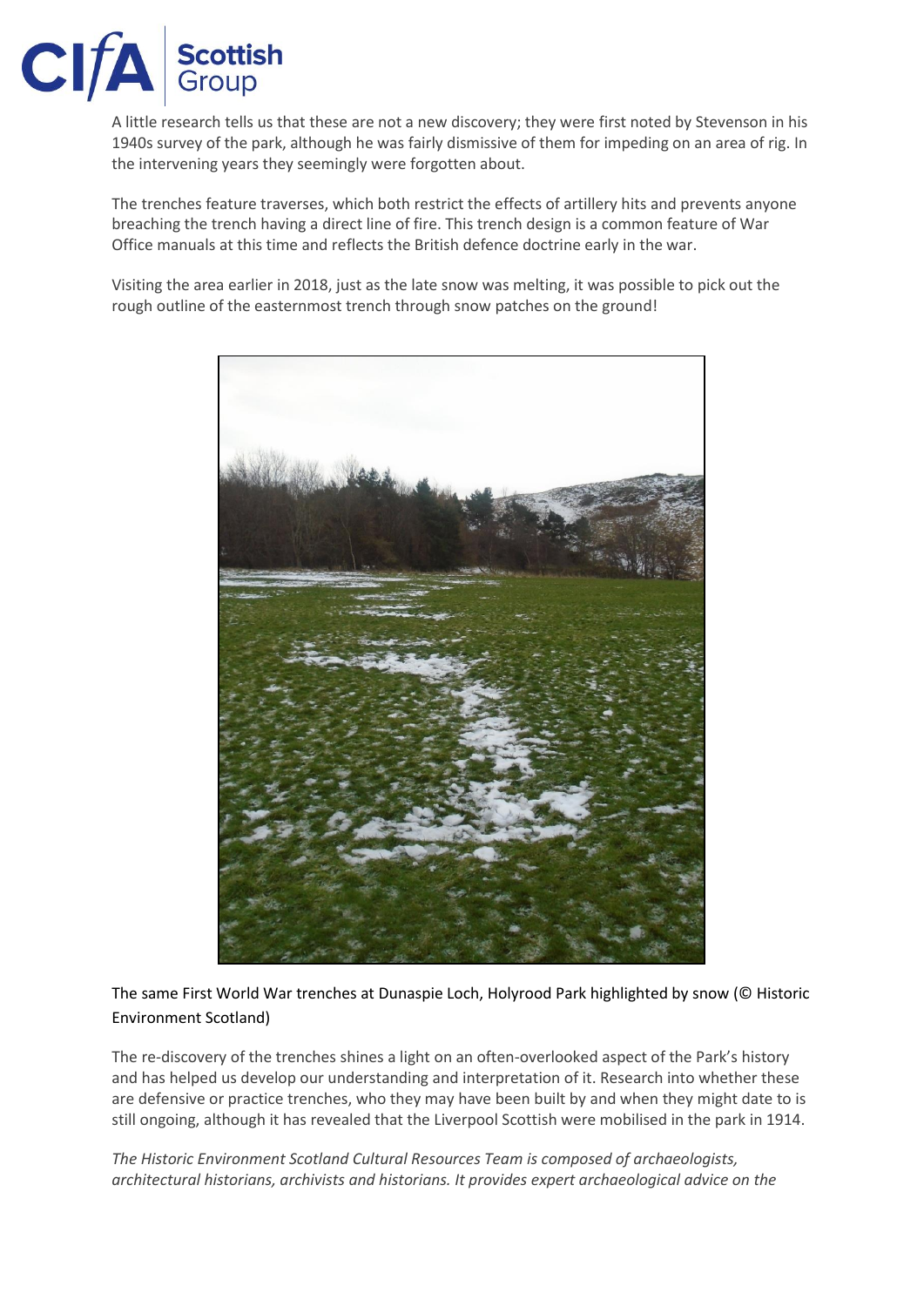A little research tells us that these are not a new discovery; they were first noted by Stevenson in his 1940s survey of the park, although he was fairly dismissive of them for impeding on an area of rig. In the intervening years they seemingly were forgotten about.

The trenches feature traverses, which both restrict the effects of artillery hits and prevents anyone breaching the trench having a direct line of fire. This trench design is a common feature of War Office manuals at this time and reflects the British defence doctrine early in the war.

Visiting the area earlier in 2018, just as the late snow was melting, it was possible to pick out the rough outline of the easternmost trench through snow patches on the ground!

The same First World War trenches at Dunaspie Loch, Holyrood Park highlighted by snow (© Historic Environment Scotland)

The re-discovery of the trenches shines a light on an often-overlooked aspect of the Park's history and has helped us develop our understanding and interpretation of it. Research into whether these are defensive or practice trenches, who they may have been built by and when they might date to is still ongoing, although it has revealed that the Liverpool Scottish were mobilised in the park in 1914.

*The Historic Environment Scotland Cultural Resources Team is composed of archaeologists, architectural historians, archivists and historians. It provides expert archaeological advice on the*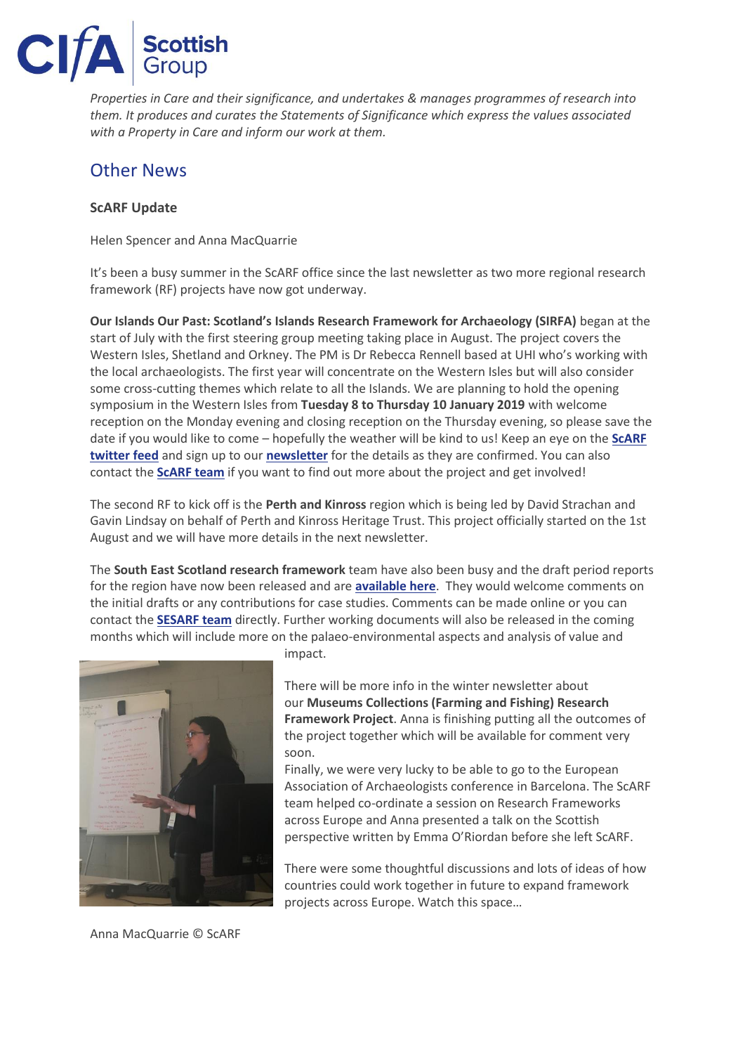*Properties in Care and their significance, and undertakes & manages programmes of research into them. It produces and curates the Statements of Significance which express the values associated with a Property in Care and inform our work at them.*

## Other News

### ScARF Update

Helen Spencer and Anna MacQuarrie

It's been a busy summer in the ScARF office since the last newsletter as two more regional research framework (RF) projects have now got underway.

**Our Islands Our Past: Scotland's Islands Research Framework for Archaeology (SIRFA)** began at the start of July with the first steering group meeting taking place in August. The project covers the Western Isles, Shetland and Orkney. The PM is Dr Rebecca Rennell based at UHI who's working with the local archaeologists. The first year will concentrate on the Western Isles but will also consider some cross-cutting themes which relate to all the Islands. We are planning to hold the opening symposium in the Western Isles from **Tuesday 8 to Thursday 10 January 2019** with welcome reception on the Monday evening and closing reception on the Thursday evening, so please save the date if you would like to come – hopefully the weather will be kind to us! Keep an eye on the **ScARF twitter feed** and sign up to our **newsletter** for the details as they are confirmed. You can also contact the **ScARF team** if you want to find out more about the project and get involved!

The second RF to kick off is the **Perth and Kinross** region which is being led by David Strachan and Gavin Lindsay on behalf of Perth and Kinross Heritage Trust. This project officially started on the 1st August and we will have more details in the next newsletter.

The **South East Scotland research framework** team have also been busy and the draft period reports for the region have now been released and are **available here**. They would welcome comments on the initial drafts or any contributions for case studies. Comments can be made online or you can contact the **SESARF team** directly. Further working documents will also be released in the coming months which will include more on the palaeo-environmental aspects and analysis of value and impact.

There will be more info in the winter newsletter about our **Museums Collections (Farming and Fishing) Research Framework Project**. Anna is finishing putting all the outcomes of the project together which will be available for comment very soon.

Finally, we were very lucky to be able to go to the European Association of Archaeologists conference in Barcelona. The ScARF team helped co-ordinate a session on Research Frameworks across Europe and Anna presented a talk on the Scottish perspective written by Emma O'Riordan before she left ScARF.

There were some thoughtful discussions and lots of ideas of how countries could work together in future to expand framework projects across Europe. Watch this space…

Anna MacQuarrie © ScARF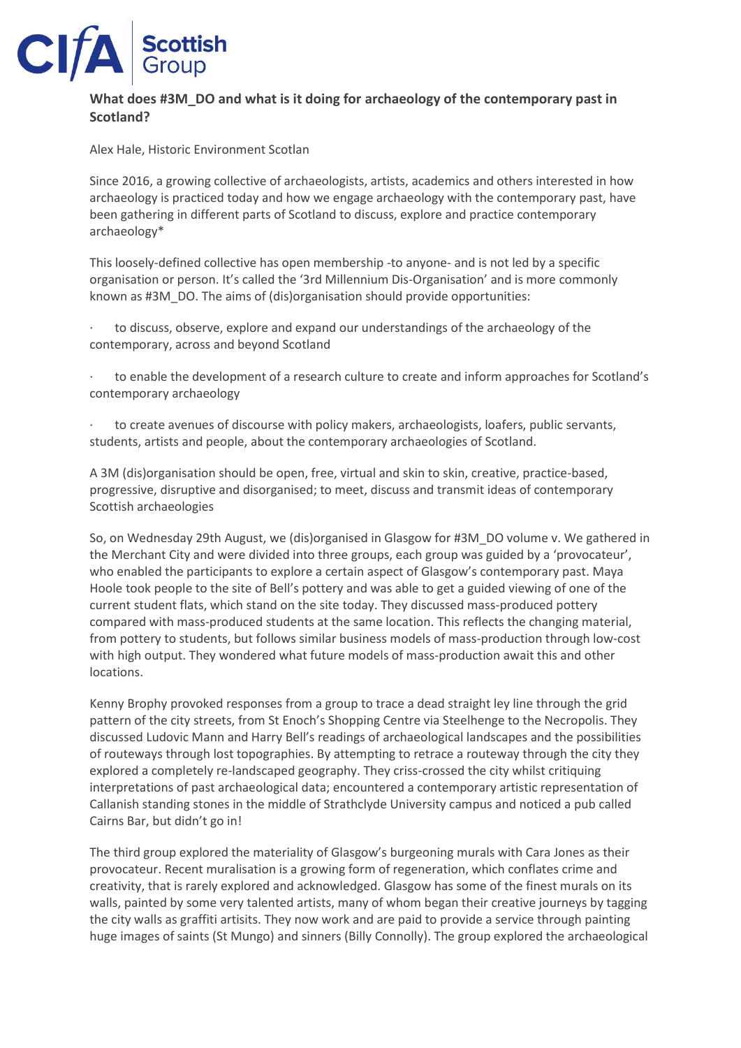**What does #3M_DO and what is it doing for archaeology of the contemporary past in Scotland?**

Alex Hale, Historic Environment Scotlan

Since 2016, a growing collective of archaeologists, artists, academics and others interested in how archaeology is practiced today and how we engage archaeology with the contemporary past, have been gathering in different parts of Scotland to discuss, explore and practice contemporary archaeology*

This loosely-defined collective has open membership -to anyone- and is not led by a specific organisation or person. It's called the '3rd Millennium Dis-Organisation' and is more commonly known as #3M_DO. The aims of (dis)organisation should provide opportunities:

- to discuss, observe, explore and expand our understandings of the archaeology of the contemporary, across and beyond Scotland
- to enable the development of a research culture to create and inform approaches for Scotland's contemporary archaeology
- to create avenues of discourse with policy makers, archaeologists, loafers, public servants, students, artists and people, about the contemporary archaeologies of Scotland.

A 3M (dis)organisation should be open, free, virtual and skin to skin, creative, practice-based, progressive, disruptive and disorganised; to meet, discuss and transmit ideas of contemporary Scottish archaeologies

So, on Wednesday 29th August, we (dis)organised in Glasgow for #3M_DO volume v. We gathered in the Merchant City and were divided into three groups, each group was guided by a 'provocateur', who enabled the participants to explore a certain aspect of Glasgow's contemporary past. Maya Hoole took people to the site of Bell's pottery and was able to get a guided viewing of one of the current student flats, which stand on the site today. They discussed mass-produced pottery compared with mass-produced students at the same location. This reflects the changing material, from pottery to students, but follows similar business models of mass-production through low-cost with high output. They wondered what future models of mass-production await this and other locations.

Kenny Brophy provoked responses from a group to trace a dead straight ley line through the grid pattern of the city streets, from St Enoch's Shopping Centre via Steelhenge to the Necropolis. They discussed Ludovic Mann and Harry Bell's readings of archaeological landscapes and the possibilities of routeways through lost topographies. By attempting to retrace a routeway through the city they explored a completely re-landscaped geography. They criss-crossed the city whilst critiquing interpretations of past archaeological data; encountered a contemporary artistic representation of Callanish standing stones in the middle of Strathclyde University campus and noticed a pub called Cairns Bar, but didn't go in!

The third group explored the materiality of Glasgow's burgeoning murals with Cara Jones as their provocateur. Recent muralisation is a growing form of regeneration, which conflates crime and creativity, that is rarely explored and acknowledged. Glasgow has some of the finest murals on its walls, painted by some very talented artists, many of whom began their creative journeys by tagging the city walls as graffiti artisits. They now work and are paid to provide a service through painting huge images of saints (St Mungo) and sinners (Billy Connolly). The group explored the archaeological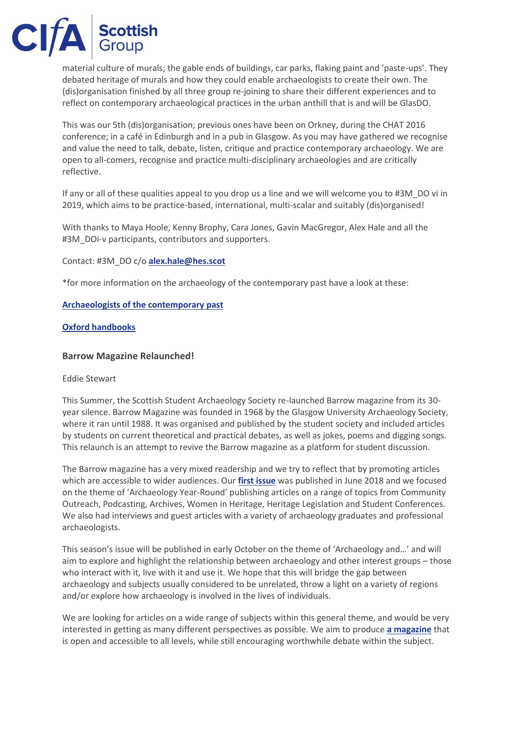material culture of murals; the gable ends of buildings, car parks, flaking paint and 'paste-ups'. They debated heritage of murals and how they could enable archaeologists to create their own. The (dis)organisation finished by all three group re-joining to share their different experiences and to reflect on contemporary archaeological practices in the urban anthill that is and will be GlasDO.

This was our 5th (dis)organisation; previous ones have been on Orkney, during the CHAT 2016 conference; in a café in Edinburgh and in a pub in Glasgow. As you may have gathered we recognise and value the need to talk, debate, listen, critique and practice contemporary archaeology. We are open to all-comers, recognise and practice multi-disciplinary archaeologies and are critically reflective.

If any or all of these qualities appeal to you drop us a line and we will welcome you to #3M_DO vi in 2019, which aims to be practice-based, international, multi-scalar and suitably (dis)organised!

With thanks to Maya Hoole, Kenny Brophy, Cara Jones, Gavin MacGregor, Alex Hale and all the #3M_DOi-v participants, contributors and supporters.

Contact: #3M_DO c/o **alex.hale@hes.scot**

*for more information on the archaeology of the contemporary past have a look at these:

**Archaeologists of the contemporary past**

**Oxford handbooks**

### Barrow Magazine Relaunched!

Eddie Stewart

This Summer, the Scottish Student Archaeology Society re-launched Barrow magazine from its 30-year silence. Barrow Magazine was founded in 1968 by the Glasgow University Archaeology Society, where it ran until 1988. It was organised and published by the student society and included articles by students on current theoretical and practical debates, as well as jokes, poems and digging songs. This relaunch is an attempt to revive the Barrow magazine as a platform for student discussion.

The Barrow magazine has a very mixed readership and we try to reflect that by promoting articles which are accessible to wider audiences. Our **first issue** was published in June 2018 and we focused on the theme of 'Archaeology Year-Round' publishing articles on a range of topics from Community Outreach, Podcasting, Archives, Women in Heritage, Heritage Legislation and Student Conferences. We also had interviews and guest articles with a variety of archaeology graduates and professional archaeologists.

This season's issue will be published in early October on the theme of 'Archaeology and…' and will aim to explore and highlight the relationship between archaeology and other interest groups – those who interact with it, live with it and use it. We hope that this will bridge the gap between archaeology and subjects usually considered to be unrelated, throw a light on a variety of regions and/or explore how archaeology is involved in the lives of individuals.

We are looking for articles on a wide range of subjects within this general theme, and would be very interested in getting as many different perspectives as possible. We aim to produce **a magazine** that is open and accessible to all levels, while still encouraging worthwhile debate within the subject.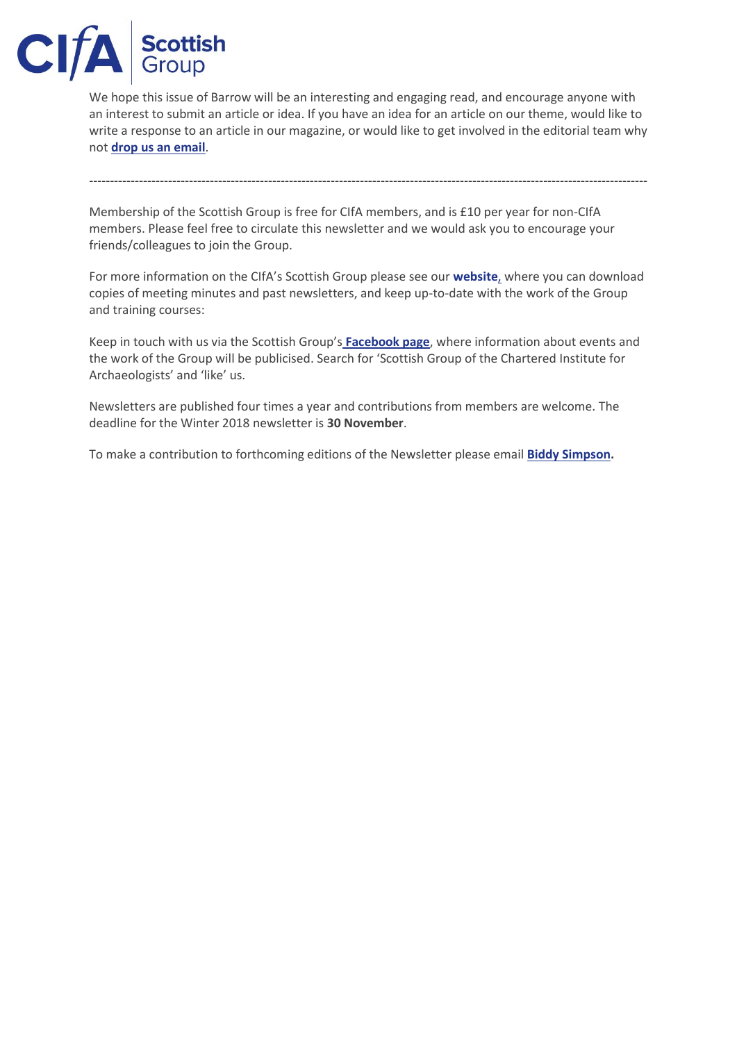We hope this issue of Barrow will be an interesting and engaging read, and encourage anyone with an interest to submit an article or idea. If you have an idea for an article on our theme, would like to write a response to an article in our magazine, or would like to get involved in the editorial team why not **drop us an email**.

---

Membership of the Scottish Group is free for CIfA members, and is £10 per year for non-CIfA members. Please feel free to circulate this newsletter and we would ask you to encourage your friends/colleagues to join the Group.

For more information on the CIfA's Scottish Group please see our **website**, where you can download copies of meeting minutes and past newsletters, and keep up-to-date with the work of the Group and training courses:

Keep in touch with us via the Scottish Group's **Facebook page**, where information about events and the work of the Group will be publicised. Search for 'Scottish Group of the Chartered Institute for Archaeologists' and 'like' us.

Newsletters are published four times a year and contributions from members are welcome. The deadline for the Winter 2018 newsletter is **30 November**.

To make a contribution to forthcoming editions of the Newsletter please email **Biddy Simpson.**